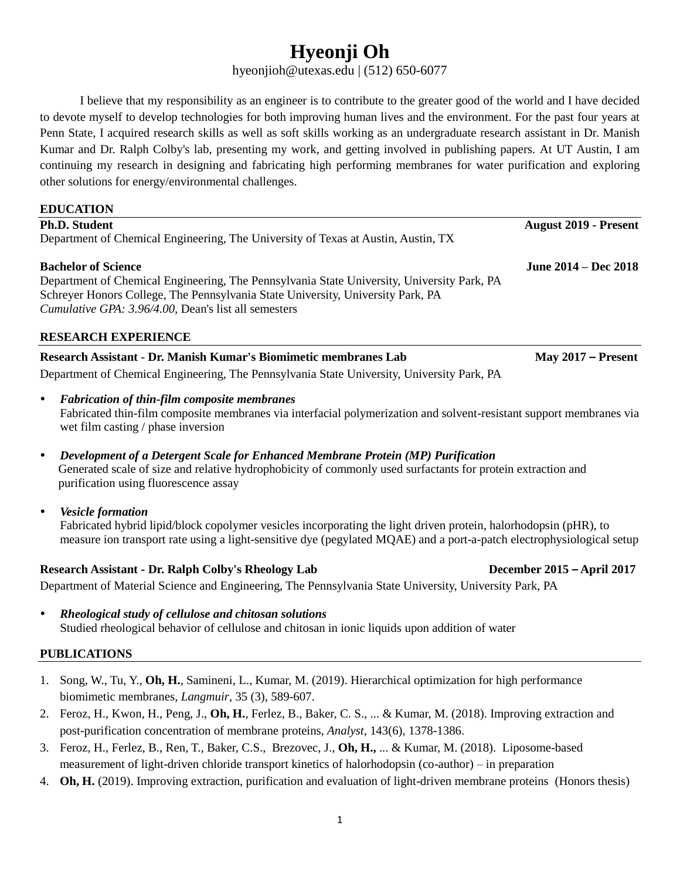# Hyeonji Oh

hyeonjioh@utexas.edu | (512) 650-6077

I believe that my responsibility as an engineer is to contribute to the greater good of the world and I have decided to devote myself to develop technologies for both improving human lives and the environment. For the past four years at Penn State, I acquired research skills as well as soft skills working as an undergraduate research assistant in Dr. Manish Kumar and Dr. Ralph Colby's lab, presenting my work, and getting involved in publishing papers. At UT Austin, I am continuing my research in designing and fabricating high performing membranes for water purification and exploring other solutions for energy/environmental challenges.

## EDUCATION

**Ph.D. Student** — **August 2019 - Present**
Department of Chemical Engineering, The University of Texas at Austin, Austin, TX

**Bachelor of Science** — **June 2014 – Dec 2018**
Department of Chemical Engineering, The Pennsylvania State University, University Park, PA
Schreyer Honors College, The Pennsylvania State University, University Park, PA
*Cumulative GPA: 3.96/4.00*, Dean's list all semesters

## RESEARCH EXPERIENCE

**Research Assistant - Dr. Manish Kumar's Biomimetic membranes Lab** — **May 2017 – Present**
Department of Chemical Engineering, The Pennsylvania State University, University Park, PA

- ***Fabrication of thin-film composite membranes***
  Fabricated thin-film composite membranes via interfacial polymerization and solvent-resistant support membranes via wet film casting / phase inversion
- ***Development of a Detergent Scale for Enhanced Membrane Protein (MP) Purification***
  Generated scale of size and relative hydrophobicity of commonly used surfactants for protein extraction and purification using fluorescence assay
- ***Vesicle formation***
  Fabricated hybrid lipid/block copolymer vesicles incorporating the light driven protein, halorhodopsin (pHR), to measure ion transport rate using a light-sensitive dye (pegylated MQAE) and a port-a-patch electrophysiological setup

**Research Assistant - Dr. Ralph Colby's Rheology Lab** — **December 2015 – April 2017**
Department of Material Science and Engineering, The Pennsylvania State University, University Park, PA

- ***Rheological study of cellulose and chitosan solutions***
  Studied rheological behavior of cellulose and chitosan in ionic liquids upon addition of water

## PUBLICATIONS

1. Song, W., Tu, Y., **Oh, H.**, Samineni, L., Kumar, M. (2019). Hierarchical optimization for high performance biomimetic membranes, *Langmuir*, 35 (3), 589-607.
2. Feroz, H., Kwon, H., Peng, J., **Oh, H.**, Ferlez, B., Baker, C. S., ... & Kumar, M. (2018). Improving extraction and post-purification concentration of membrane proteins, *Analyst*, 143(6), 1378-1386.
3. Feroz, H., Ferlez, B., Ren, T., Baker, C.S., Brezovec, J., **Oh, H.,** ... & Kumar, M. (2018). Liposome-based measurement of light-driven chloride transport kinetics of halorhodopsin (co-author) – in preparation
4. **Oh, H.** (2019). Improving extraction, purification and evaluation of light-driven membrane proteins (Honors thesis)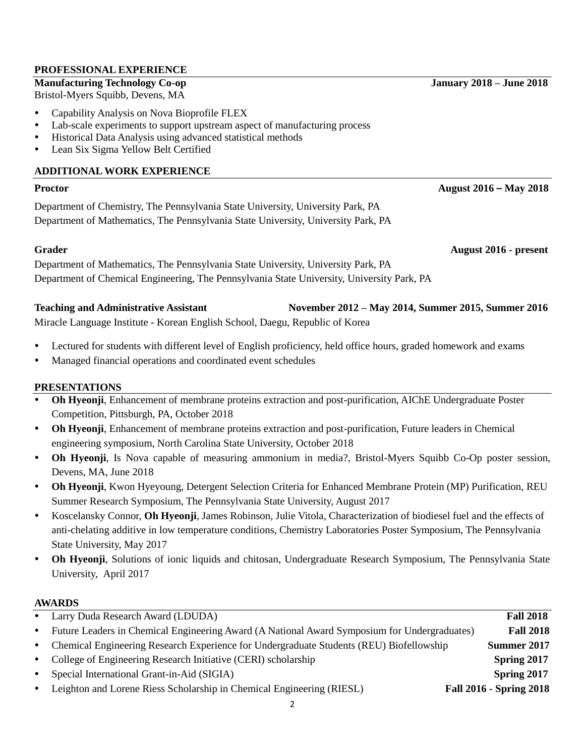## PROFESSIONAL EXPERIENCE

**Manufacturing Technology Co-op** **January 2018 – June 2018**
Bristol-Myers Squibb, Devens, MA

- Capability Analysis on Nova Bioprofile FLEX
- Lab-scale experiments to support upstream aspect of manufacturing process
- Historical Data Analysis using advanced statistical methods
- Lean Six Sigma Yellow Belt Certified

## ADDITIONAL WORK EXPERIENCE

**Proctor** **August 2016 – May 2018**

Department of Chemistry, The Pennsylvania State University, University Park, PA
Department of Mathematics, The Pennsylvania State University, University Park, PA

**Grader** **August 2016 - present**

Department of Mathematics, The Pennsylvania State University, University Park, PA
Department of Chemical Engineering, The Pennsylvania State University, University Park, PA

**Teaching and Administrative Assistant** **November 2012 – May 2014, Summer 2015, Summer 2016**
Miracle Language Institute - Korean English School, Daegu, Republic of Korea

- Lectured for students with different level of English proficiency, held office hours, graded homework and exams
- Managed financial operations and coordinated event schedules

## PRESENTATIONS

- **Oh Hyeonji**, Enhancement of membrane proteins extraction and post-purification, AIChE Undergraduate Poster Competition, Pittsburgh, PA, October 2018
- **Oh Hyeonji**, Enhancement of membrane proteins extraction and post-purification, Future leaders in Chemical engineering symposium, North Carolina State University, October 2018
- **Oh Hyeonji**, Is Nova capable of measuring ammonium in media?, Bristol-Myers Squibb Co-Op poster session, Devens, MA, June 2018
- **Oh Hyeonji**, Kwon Hyeyoung, Detergent Selection Criteria for Enhanced Membrane Protein (MP) Purification, REU Summer Research Symposium, The Pennsylvania State University, August 2017
- Koscelansky Connor, **Oh Hyeonji**, James Robinson, Julie Vitola, Characterization of biodiesel fuel and the effects of anti-chelating additive in low temperature conditions, Chemistry Laboratories Poster Symposium, The Pennsylvania State University, May 2017
- **Oh Hyeonji**, Solutions of ionic liquids and chitosan, Undergraduate Research Symposium, The Pennsylvania State University, April 2017

## AWARDS

- Larry Duda Research Award (LDUDA) **Fall 2018**
- Future Leaders in Chemical Engineering Award (A National Award Symposium for Undergraduates) **Fall 2018**
- Chemical Engineering Research Experience for Undergraduate Students (REU) Biofellowship **Summer 2017**
- College of Engineering Research Initiative (CERI) scholarship **Spring 2017**
- Special International Grant-in-Aid (SIGIA) **Spring 2017**
- Leighton and Lorene Riess Scholarship in Chemical Engineering (RIESL) **Fall 2016 - Spring 2018**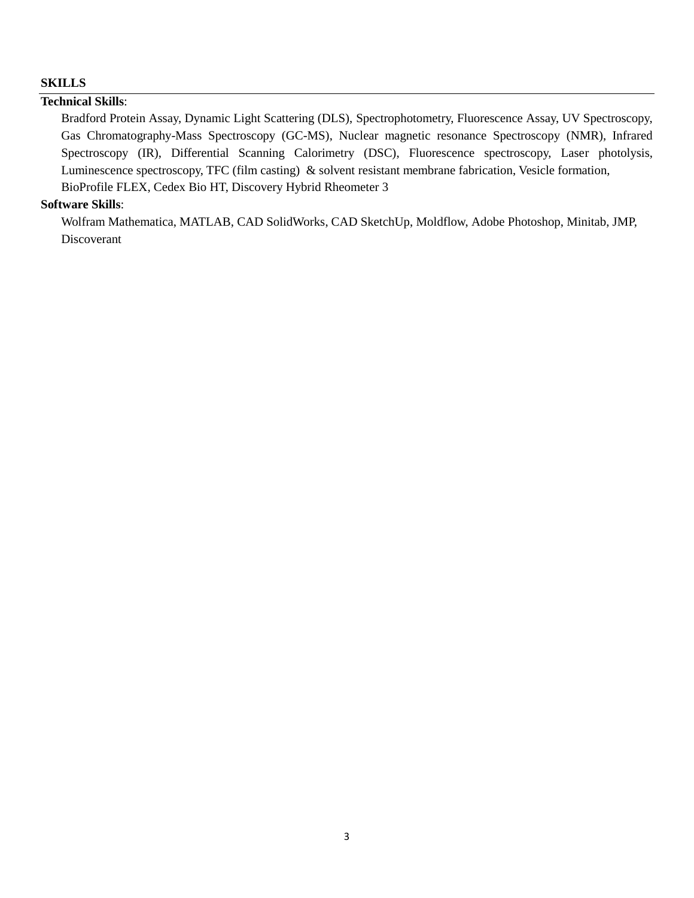## SKILLS

**Technical Skills**:

Bradford Protein Assay, Dynamic Light Scattering (DLS), Spectrophotometry, Fluorescence Assay, UV Spectroscopy, Gas Chromatography-Mass Spectroscopy (GC-MS), Nuclear magnetic resonance Spectroscopy (NMR), Infrared Spectroscopy (IR), Differential Scanning Calorimetry (DSC), Fluorescence spectroscopy, Laser photolysis, Luminescence spectroscopy, TFC (film casting) & solvent resistant membrane fabrication, Vesicle formation, BioProfile FLEX, Cedex Bio HT, Discovery Hybrid Rheometer 3

**Software Skills**:

Wolfram Mathematica, MATLAB, CAD SolidWorks, CAD SketchUp, Moldflow, Adobe Photoshop, Minitab, JMP, Discoverant